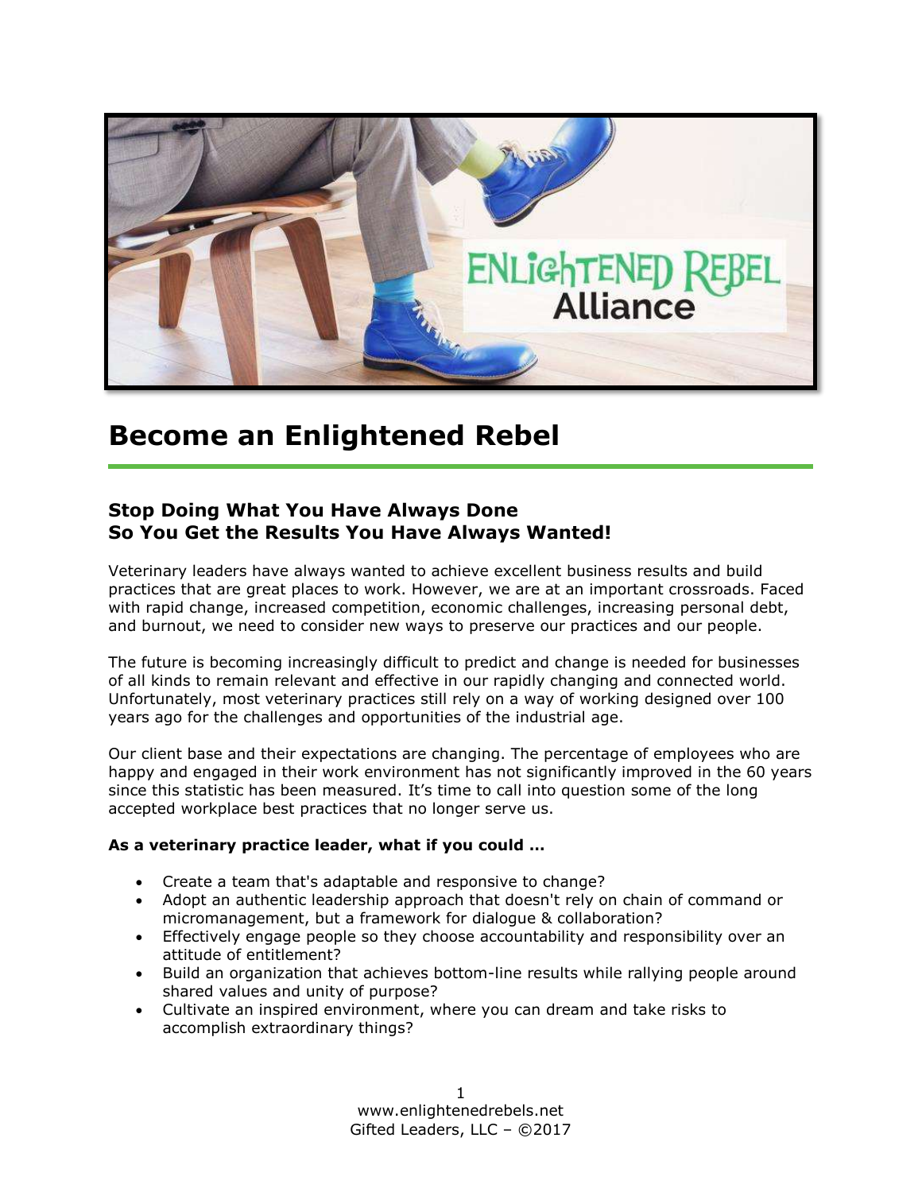# Become an Enlightened Rebel

### Stop Doing What You Have Always Done
### So You Get the Results You Have Always Wanted!

Veterinary leaders have always wanted to achieve excellent business results and build practices that are great places to work. However, we are at an important crossroads. Faced with rapid change, increased competition, economic challenges, increasing personal debt, and burnout, we need to consider new ways to preserve our practices and our people.

The future is becoming increasingly difficult to predict and change is needed for businesses of all kinds to remain relevant and effective in our rapidly changing and connected world. Unfortunately, most veterinary practices still rely on a way of working designed over 100 years ago for the challenges and opportunities of the industrial age.

Our client base and their expectations are changing. The percentage of employees who are happy and engaged in their work environment has not significantly improved in the 60 years since this statistic has been measured. It's time to call into question some of the long accepted workplace best practices that no longer serve us.

**As a veterinary practice leader, what if you could …**

- Create a team that's adaptable and responsive to change?
- Adopt an authentic leadership approach that doesn't rely on chain of command or micromanagement, but a framework for dialogue & collaboration?
- Effectively engage people so they choose accountability and responsibility over an attitude of entitlement?
- Build an organization that achieves bottom-line results while rallying people around shared values and unity of purpose?
- Cultivate an inspired environment, where you can dream and take risks to accomplish extraordinary things?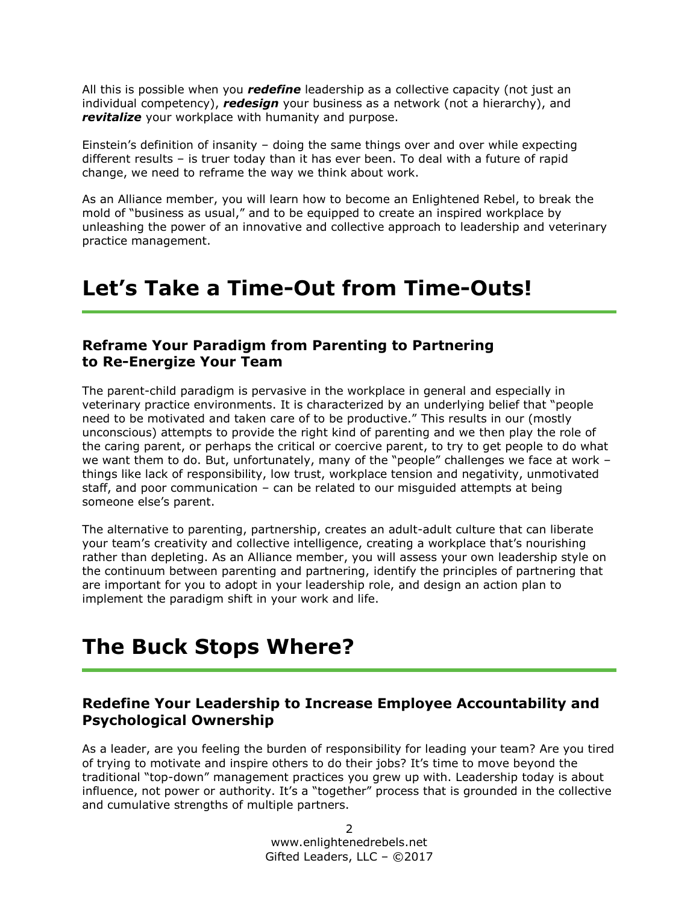All this is possible when you ***redefine*** leadership as a collective capacity (not just an individual competency), ***redesign*** your business as a network (not a hierarchy), and ***revitalize*** your workplace with humanity and purpose.

Einstein's definition of insanity – doing the same things over and over while expecting different results – is truer today than it has ever been. To deal with a future of rapid change, we need to reframe the way we think about work.

As an Alliance member, you will learn how to become an Enlightened Rebel, to break the mold of "business as usual," and to be equipped to create an inspired workplace by unleashing the power of an innovative and collective approach to leadership and veterinary practice management.

# Let's Take a Time-Out from Time-Outs!

### Reframe Your Paradigm from Parenting to Partnering to Re-Energize Your Team

The parent-child paradigm is pervasive in the workplace in general and especially in veterinary practice environments. It is characterized by an underlying belief that "people need to be motivated and taken care of to be productive." This results in our (mostly unconscious) attempts to provide the right kind of parenting and we then play the role of the caring parent, or perhaps the critical or coercive parent, to try to get people to do what we want them to do. But, unfortunately, many of the "people" challenges we face at work – things like lack of responsibility, low trust, workplace tension and negativity, unmotivated staff, and poor communication – can be related to our misguided attempts at being someone else's parent.

The alternative to parenting, partnership, creates an adult-adult culture that can liberate your team's creativity and collective intelligence, creating a workplace that's nourishing rather than depleting. As an Alliance member, you will assess your own leadership style on the continuum between parenting and partnering, identify the principles of partnering that are important for you to adopt in your leadership role, and design an action plan to implement the paradigm shift in your work and life.

# The Buck Stops Where?

### Redefine Your Leadership to Increase Employee Accountability and Psychological Ownership

As a leader, are you feeling the burden of responsibility for leading your team? Are you tired of trying to motivate and inspire others to do their jobs? It's time to move beyond the traditional "top-down" management practices you grew up with. Leadership today is about influence, not power or authority. It's a "together" process that is grounded in the collective and cumulative strengths of multiple partners.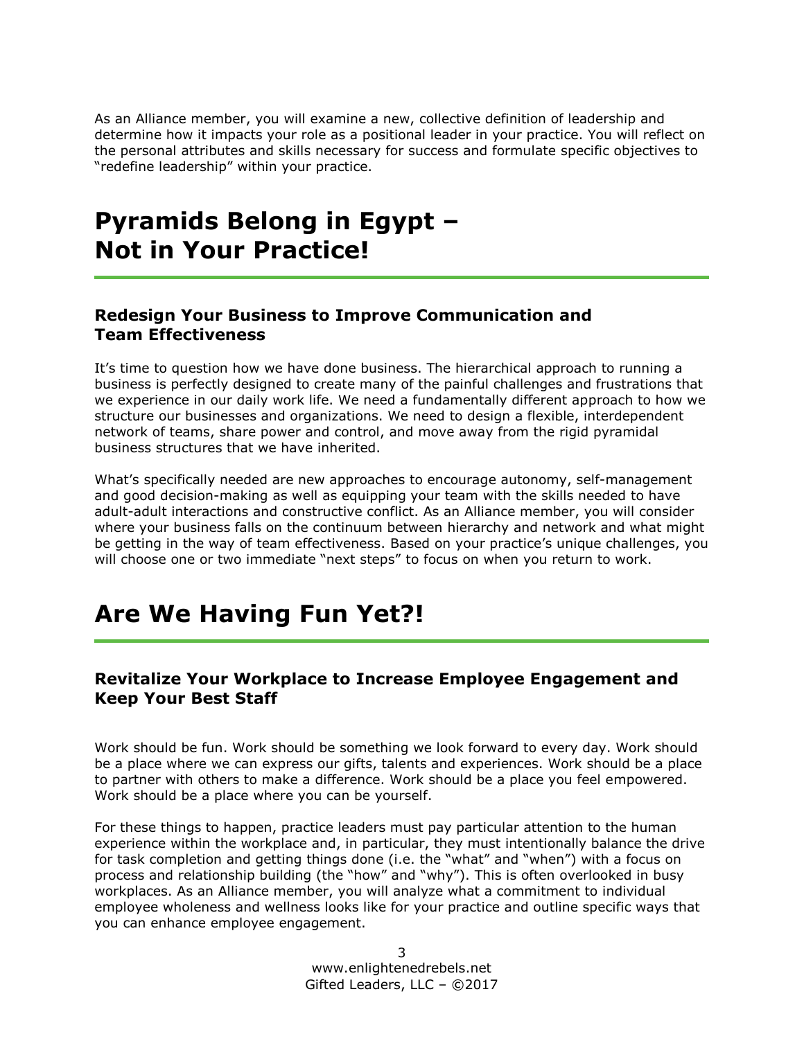As an Alliance member, you will examine a new, collective definition of leadership and determine how it impacts your role as a positional leader in your practice. You will reflect on the personal attributes and skills necessary for success and formulate specific objectives to "redefine leadership" within your practice.

# Pyramids Belong in Egypt – Not in Your Practice!

### Redesign Your Business to Improve Communication and Team Effectiveness

It's time to question how we have done business. The hierarchical approach to running a business is perfectly designed to create many of the painful challenges and frustrations that we experience in our daily work life. We need a fundamentally different approach to how we structure our businesses and organizations. We need to design a flexible, interdependent network of teams, share power and control, and move away from the rigid pyramidal business structures that we have inherited.

What's specifically needed are new approaches to encourage autonomy, self-management and good decision-making as well as equipping your team with the skills needed to have adult-adult interactions and constructive conflict. As an Alliance member, you will consider where your business falls on the continuum between hierarchy and network and what might be getting in the way of team effectiveness. Based on your practice's unique challenges, you will choose one or two immediate "next steps" to focus on when you return to work.

# Are We Having Fun Yet?!

### Revitalize Your Workplace to Increase Employee Engagement and Keep Your Best Staff

Work should be fun. Work should be something we look forward to every day. Work should be a place where we can express our gifts, talents and experiences. Work should be a place to partner with others to make a difference. Work should be a place you feel empowered. Work should be a place where you can be yourself.

For these things to happen, practice leaders must pay particular attention to the human experience within the workplace and, in particular, they must intentionally balance the drive for task completion and getting things done (i.e. the "what" and "when") with a focus on process and relationship building (the "how" and "why"). This is often overlooked in busy workplaces. As an Alliance member, you will analyze what a commitment to individual employee wholeness and wellness looks like for your practice and outline specific ways that you can enhance employee engagement.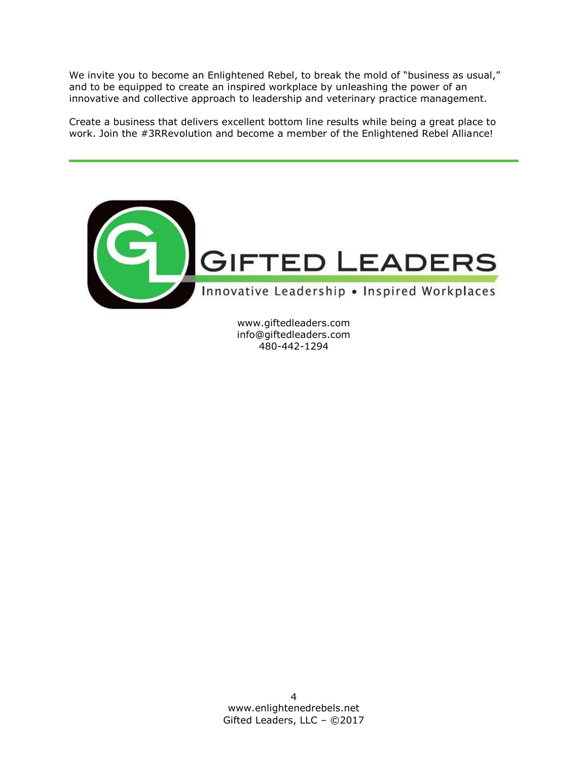We invite you to become an Enlightened Rebel, to break the mold of "business as usual," and to be equipped to create an inspired workplace by unleashing the power of an innovative and collective approach to leadership and veterinary practice management.

Create a business that delivers excellent bottom line results while being a great place to work. Join the #3RRevolution and become a member of the Enlightened Rebel Alliance!

---

GIFTED LEADERS

Innovative Leadership • Inspired Workplaces

www.giftedleaders.com
info@giftedleaders.com
480-442-1294